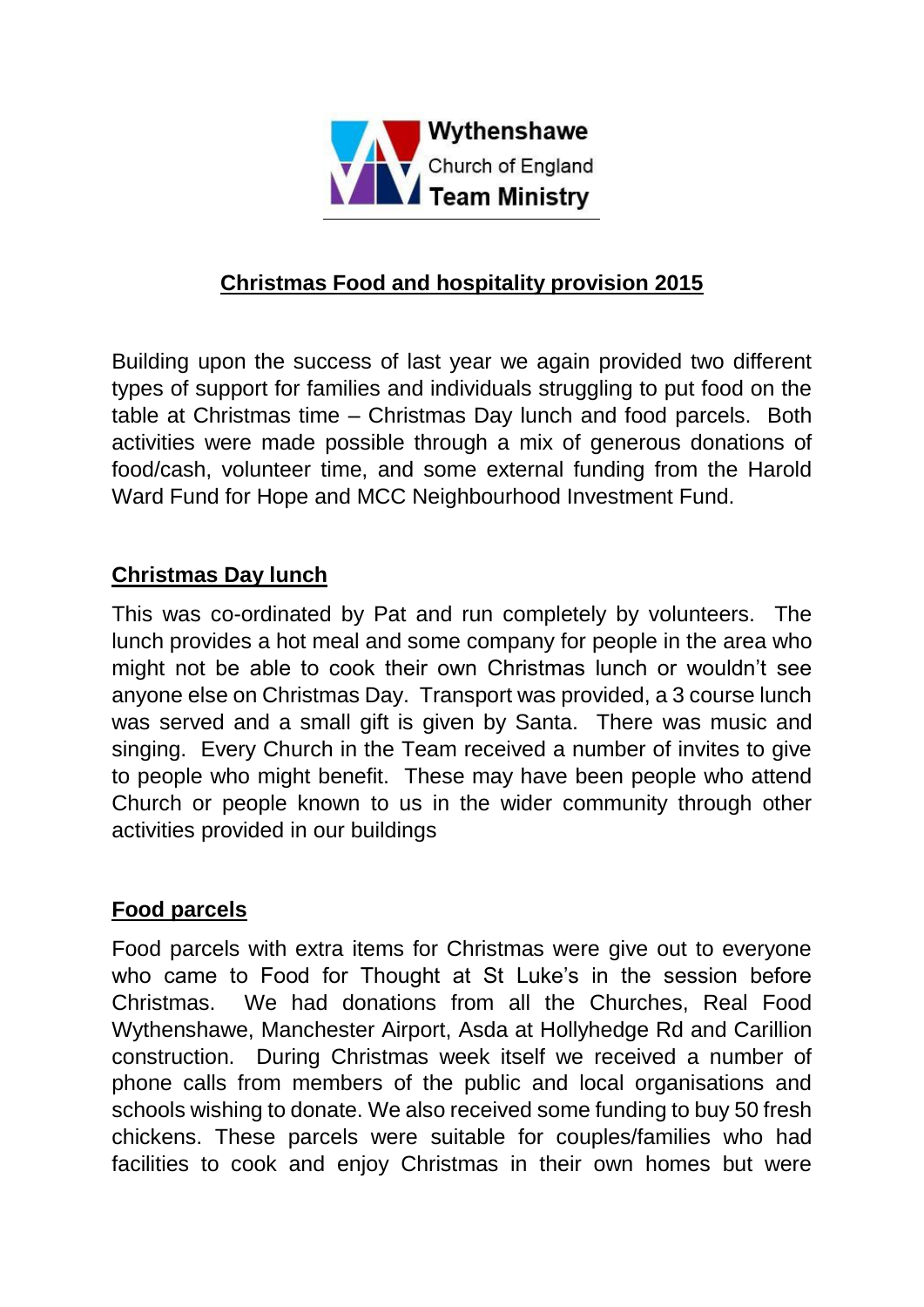**Wythenshawe**
Church of England
**Team Ministry**

# Christmas Food and hospitality provision 2015

Building upon the success of last year we again provided two different types of support for families and individuals struggling to put food on the table at Christmas time – Christmas Day lunch and food parcels. Both activities were made possible through a mix of generous donations of food/cash, volunteer time, and some external funding from the Harold Ward Fund for Hope and MCC Neighbourhood Investment Fund.

## Christmas Day lunch

This was co-ordinated by Pat and run completely by volunteers. The lunch provides a hot meal and some company for people in the area who might not be able to cook their own Christmas lunch or wouldn't see anyone else on Christmas Day. Transport was provided, a 3 course lunch was served and a small gift is given by Santa. There was music and singing. Every Church in the Team received a number of invites to give to people who might benefit. These may have been people who attend Church or people known to us in the wider community through other activities provided in our buildings

## Food parcels

Food parcels with extra items for Christmas were give out to everyone who came to Food for Thought at St Luke's in the session before Christmas. We had donations from all the Churches, Real Food Wythenshawe, Manchester Airport, Asda at Hollyhedge Rd and Carillion construction. During Christmas week itself we received a number of phone calls from members of the public and local organisations and schools wishing to donate. We also received some funding to buy 50 fresh chickens. These parcels were suitable for couples/families who had facilities to cook and enjoy Christmas in their own homes but were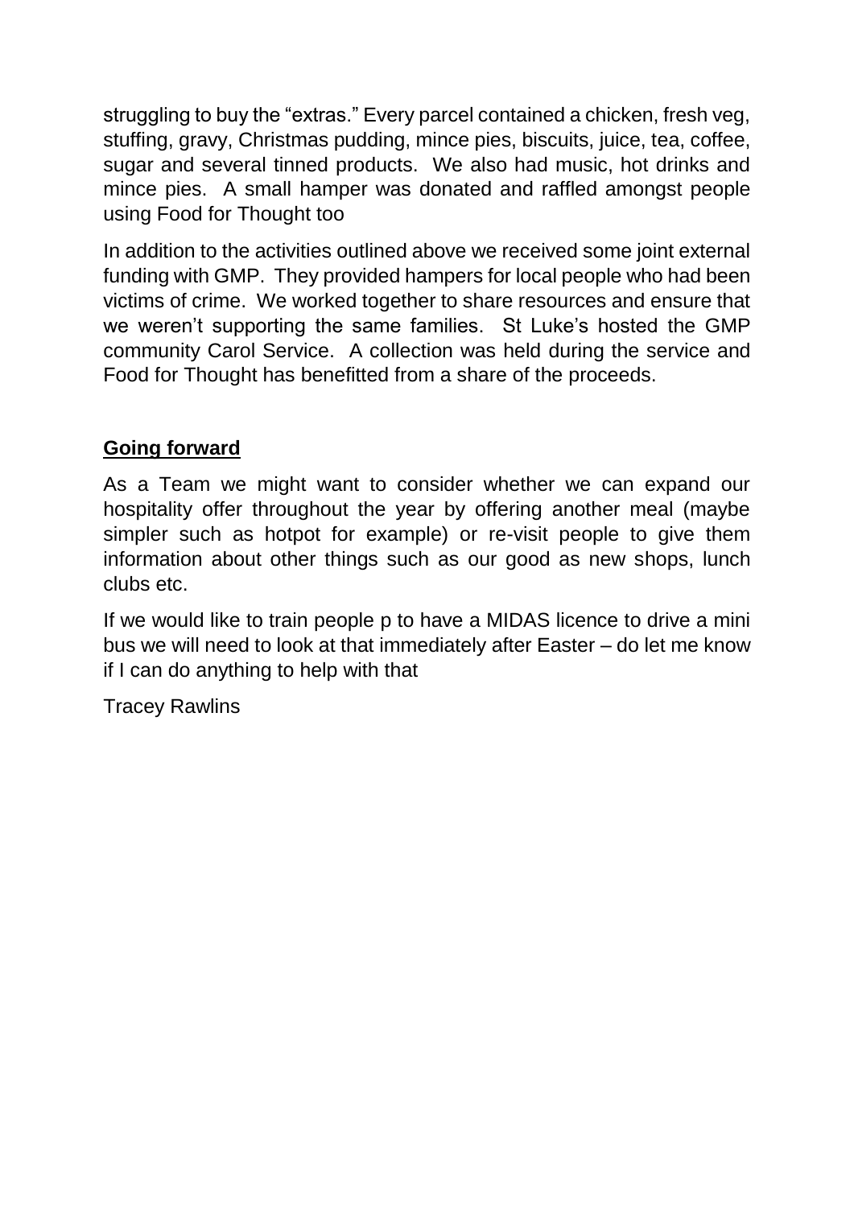struggling to buy the "extras." Every parcel contained a chicken, fresh veg, stuffing, gravy, Christmas pudding, mince pies, biscuits, juice, tea, coffee, sugar and several tinned products. We also had music, hot drinks and mince pies. A small hamper was donated and raffled amongst people using Food for Thought too

In addition to the activities outlined above we received some joint external funding with GMP. They provided hampers for local people who had been victims of crime. We worked together to share resources and ensure that we weren't supporting the same families. St Luke's hosted the GMP community Carol Service. A collection was held during the service and Food for Thought has benefitted from a share of the proceeds.

## <u>Going forward</u>

As a Team we might want to consider whether we can expand our hospitality offer throughout the year by offering another meal (maybe simpler such as hotpot for example) or re-visit people to give them information about other things such as our good as new shops, lunch clubs etc.

If we would like to train people p to have a MIDAS licence to drive a mini bus we will need to look at that immediately after Easter – do let me know if I can do anything to help with that

Tracey Rawlins